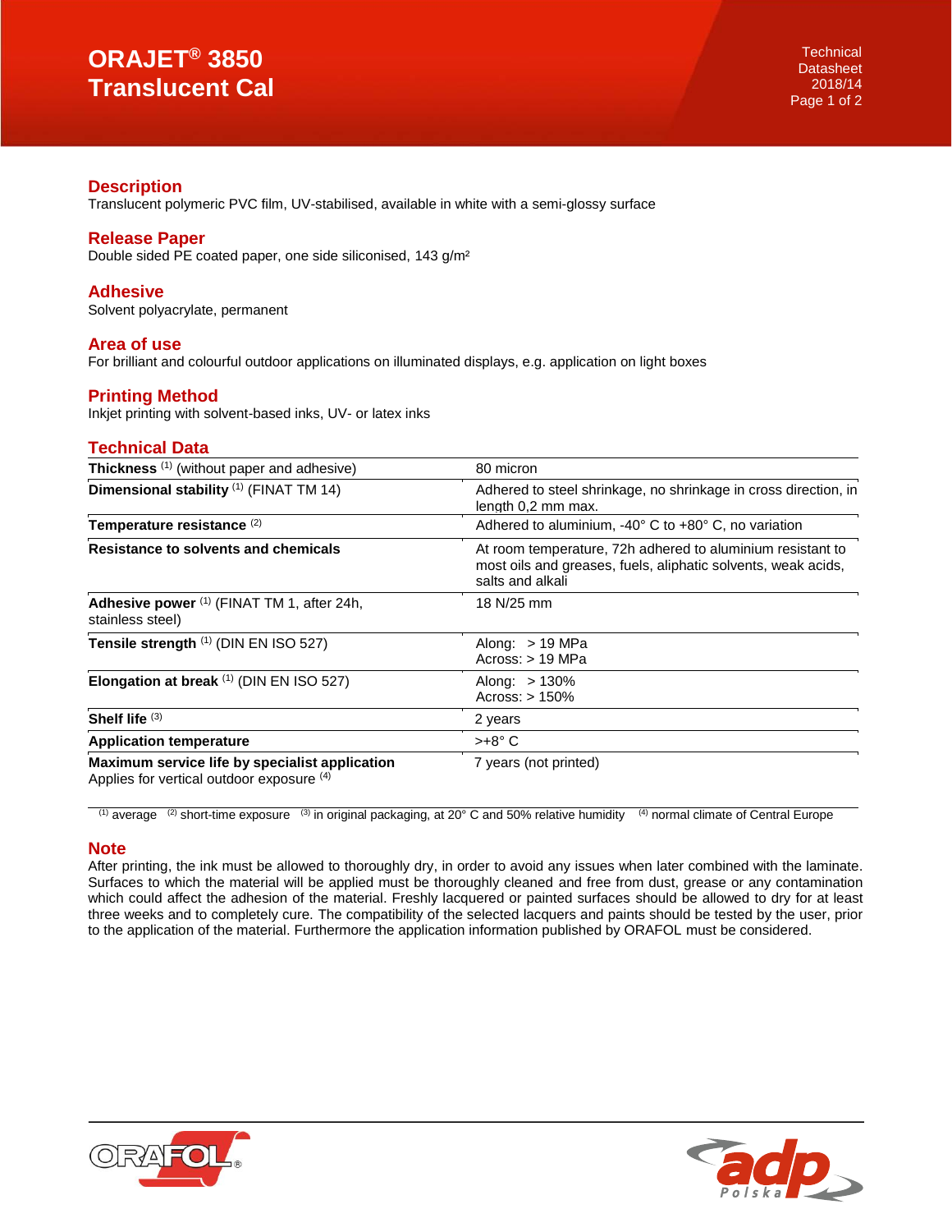# ORAJET® 3850 Translucent Cal

## Description

Translucent polymeric PVC film, UV-stabilised, available in white with a semi-glossy surface

## Release Paper

Double sided PE coated paper, one side siliconised, 143 g/m²

## Adhesive

Solvent polyacrylate, permanent

## Area of use

For brilliant and colourful outdoor applications on illuminated displays, e.g. application on light boxes

## Printing Method

Inkjet printing with solvent-based inks, UV- or latex inks

## Technical Data

| Property | Value |
|---|---|
| **Thickness** [1] (without paper and adhesive) | 80 micron |
| **Dimensional stability** [1] (FINAT TM 14) | Adhered to steel shrinkage, no shrinkage in cross direction, in length 0,2 mm max. |
| **Temperature resistance** [2] | Adhered to aluminium, -40° C to +80° C, no variation |
| **Resistance to solvents and chemicals** | At room temperature, 72h adhered to aluminium resistant to most oils and greases, fuels, aliphatic solvents, weak acids, salts and alkali |
| **Adhesive power** [1] (FINAT TM 1, after 24h, stainless steel) | 18 N/25 mm |
| **Tensile strength** [1] (DIN EN ISO 527) | Along: > 19 MPa<br>Across: > 19 MPa |
| **Elongation at break** [1] (DIN EN ISO 527) | Along: > 130%<br>Across: > 150% |
| **Shelf life** [3] | 2 years |
| **Application temperature** | >+8° C |
| **Maximum service life by specialist application**<br>Applies for vertical outdoor exposure [4] | 7 years (not printed) |

[1] average [2] short-time exposure [3] in original packaging, at 20° C and 50% relative humidity [4] normal climate of Central Europe

## Note

After printing, the ink must be allowed to thoroughly dry, in order to avoid any issues when later combined with the laminate. Surfaces to which the material will be applied must be thoroughly cleaned and free from dust, grease or any contamination which could affect the adhesion of the material. Freshly lacquered or painted surfaces should be allowed to dry for at least three weeks and to completely cure. The compatibility of the selected lacquers and paints should be tested by the user, prior to the application of the material. Furthermore the application information published by ORAFOL must be considered.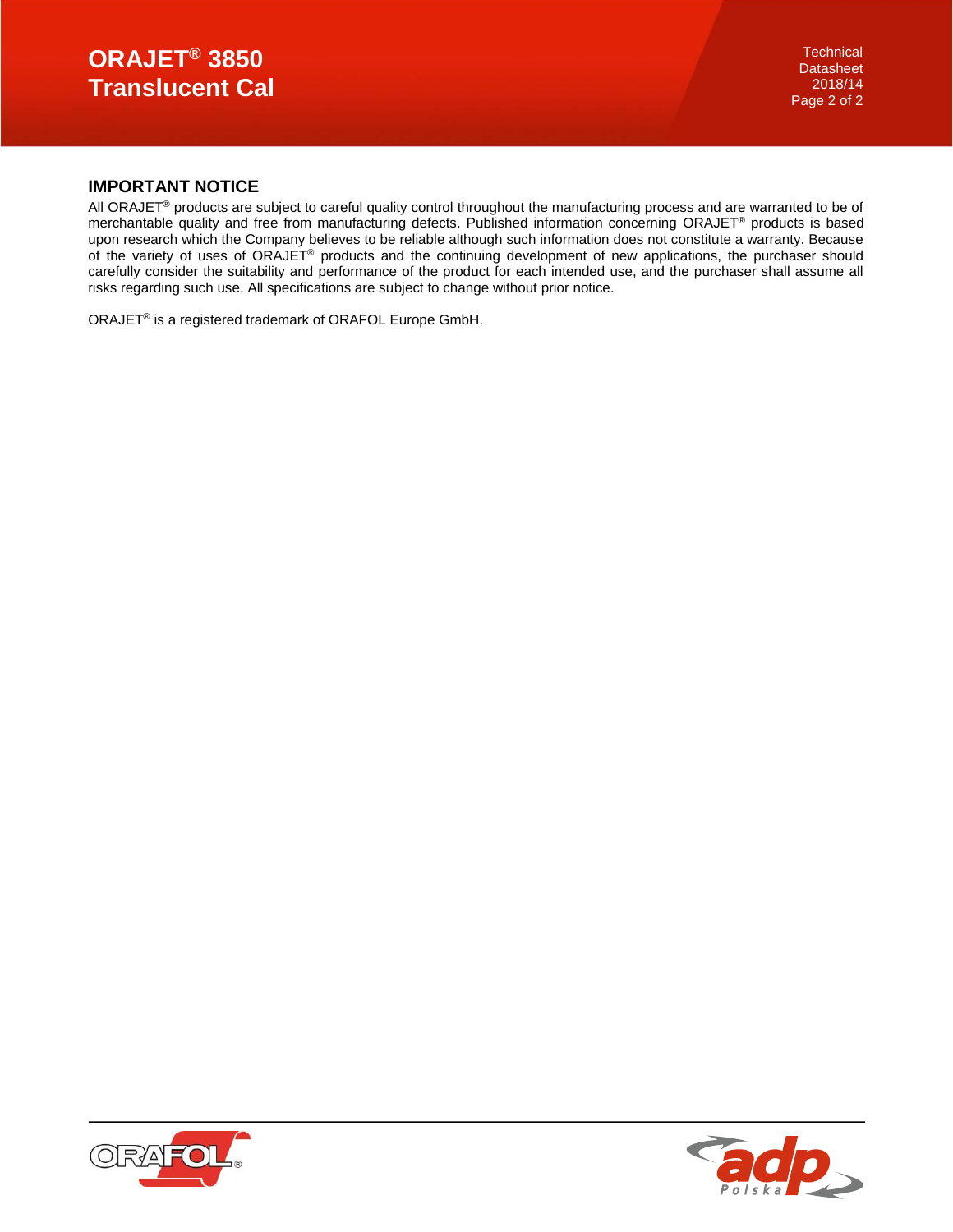## IMPORTANT NOTICE

All ORAJET® products are subject to careful quality control throughout the manufacturing process and are warranted to be of merchantable quality and free from manufacturing defects. Published information concerning ORAJET® products is based upon research which the Company believes to be reliable although such information does not constitute a warranty. Because of the variety of uses of ORAJET® products and the continuing development of new applications, the purchaser should carefully consider the suitability and performance of the product for each intended use, and the purchaser shall assume all risks regarding such use. All specifications are subject to change without prior notice.

ORAJET® is a registered trademark of ORAFOL Europe GmbH.